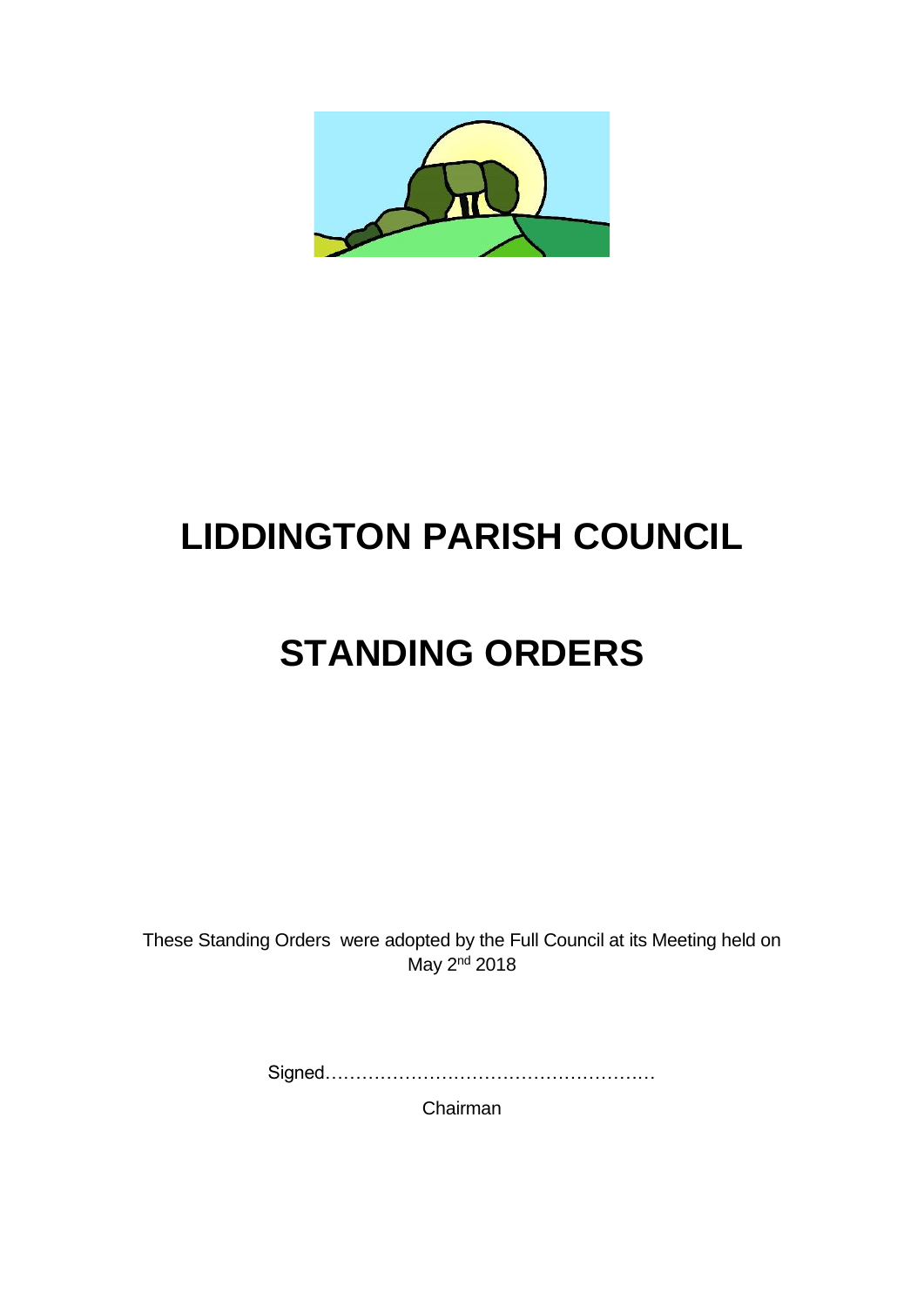# LIDDINGTON PARISH COUNCIL

# STANDING ORDERS

These Standing Orders were adopted by the Full Council at its Meeting held on May 2nd 2018

Signed………………………………………………

Chairman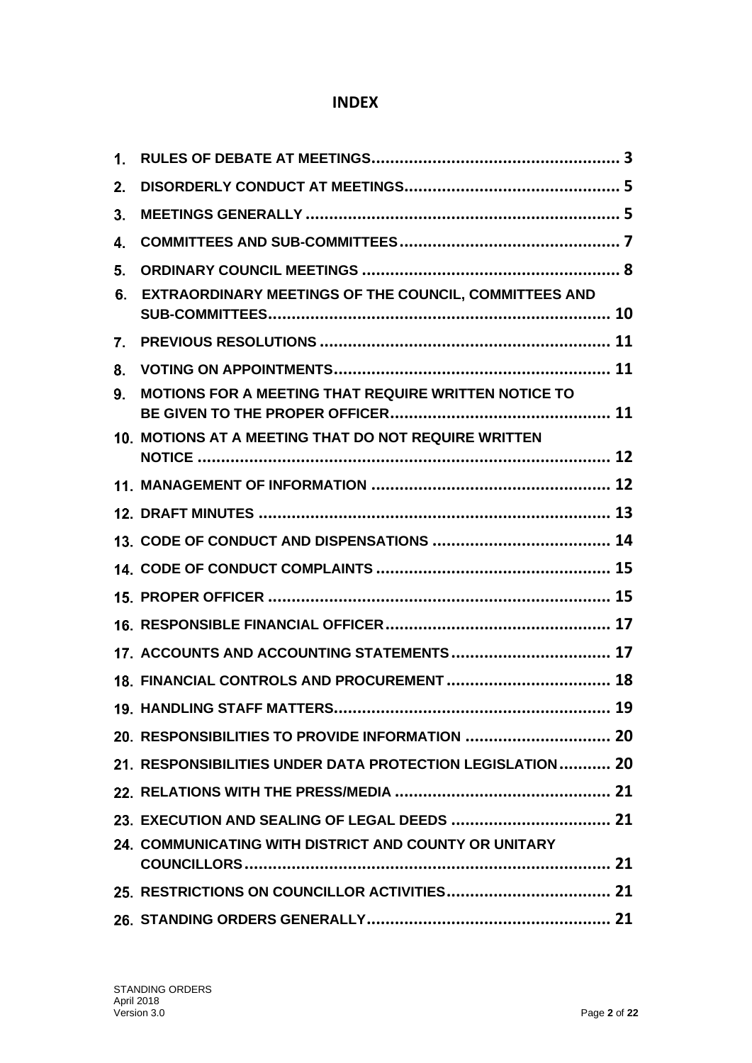# INDEX

1. RULES OF DEBATE AT MEETINGS .................................................... 3
2. DISORDERLY CONDUCT AT MEETINGS ............................................. 5
3. MEETINGS GENERALLY .................................................................. 5
4. COMMITTEES AND SUB-COMMITTEES .............................................. 7
5. ORDINARY COUNCIL MEETINGS ...................................................... 8
6. EXTRAORDINARY MEETINGS OF THE COUNCIL, COMMITTEES AND SUB-COMMITTEES ........................................................................ 10
7. PREVIOUS RESOLUTIONS ............................................................. 11
8. VOTING ON APPOINTMENTS .......................................................... 11
9. MOTIONS FOR A MEETING THAT REQUIRE WRITTEN NOTICE TO BE GIVEN TO THE PROPER OFFICER ............................................... 11
10. MOTIONS AT A MEETING THAT DO NOT REQUIRE WRITTEN NOTICE ...................................................................................... 12
11. MANAGEMENT OF INFORMATION .................................................. 12
12. DRAFT MINUTES .......................................................................... 13
13. CODE OF CONDUCT AND DISPENSATIONS ...................................... 14
14. CODE OF CONDUCT COMPLAINTS ................................................. 15
15. PROPER OFFICER ........................................................................ 15
16. RESPONSIBLE FINANCIAL OFFICER ................................................ 17
17. ACCOUNTS AND ACCOUNTING STATEMENTS .................................. 17
18. FINANCIAL CONTROLS AND PROCUREMENT ................................... 18
19. HANDLING STAFF MATTERS ........................................................... 19
20. RESPONSIBILITIES TO PROVIDE INFORMATION ............................... 20
21. RESPONSIBILITIES UNDER DATA PROTECTION LEGISLATION ........... 20
22. RELATIONS WITH THE PRESS/MEDIA .............................................. 21
23. EXECUTION AND SEALING OF LEGAL DEEDS .................................. 21
24. COMMUNICATING WITH DISTRICT AND COUNTY OR UNITARY COUNCILLORS ............................................................................. 21
25. RESTRICTIONS ON COUNCILLOR ACTIVITIES ................................... 21
26. STANDING ORDERS GENERALLY .................................................... 21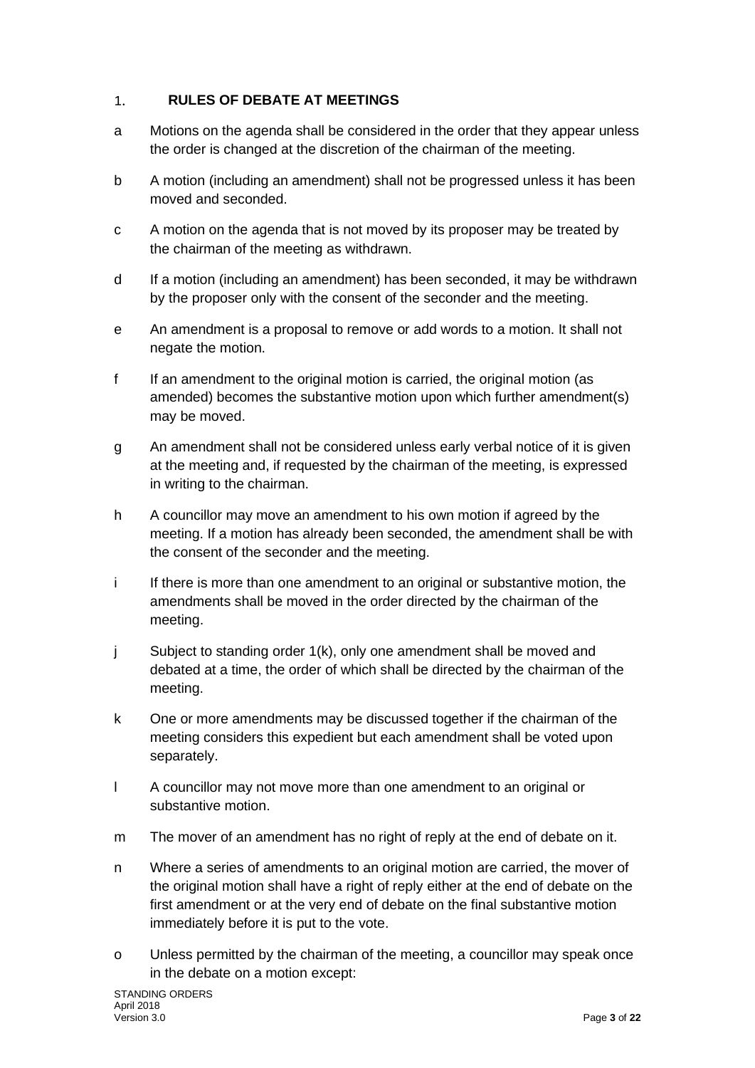## 1. RULES OF DEBATE AT MEETINGS

a Motions on the agenda shall be considered in the order that they appear unless the order is changed at the discretion of the chairman of the meeting.

b A motion (including an amendment) shall not be progressed unless it has been moved and seconded.

c A motion on the agenda that is not moved by its proposer may be treated by the chairman of the meeting as withdrawn.

d If a motion (including an amendment) has been seconded, it may be withdrawn by the proposer only with the consent of the seconder and the meeting.

e An amendment is a proposal to remove or add words to a motion. It shall not negate the motion.

f If an amendment to the original motion is carried, the original motion (as amended) becomes the substantive motion upon which further amendment(s) may be moved.

g An amendment shall not be considered unless early verbal notice of it is given at the meeting and, if requested by the chairman of the meeting, is expressed in writing to the chairman.

h A councillor may move an amendment to his own motion if agreed by the meeting. If a motion has already been seconded, the amendment shall be with the consent of the seconder and the meeting.

i If there is more than one amendment to an original or substantive motion, the amendments shall be moved in the order directed by the chairman of the meeting.

j Subject to standing order 1(k), only one amendment shall be moved and debated at a time, the order of which shall be directed by the chairman of the meeting.

k One or more amendments may be discussed together if the chairman of the meeting considers this expedient but each amendment shall be voted upon separately.

l A councillor may not move more than one amendment to an original or substantive motion.

m The mover of an amendment has no right of reply at the end of debate on it.

n Where a series of amendments to an original motion are carried, the mover of the original motion shall have a right of reply either at the end of debate on the first amendment or at the very end of debate on the final substantive motion immediately before it is put to the vote.

o Unless permitted by the chairman of the meeting, a councillor may speak once in the debate on a motion except: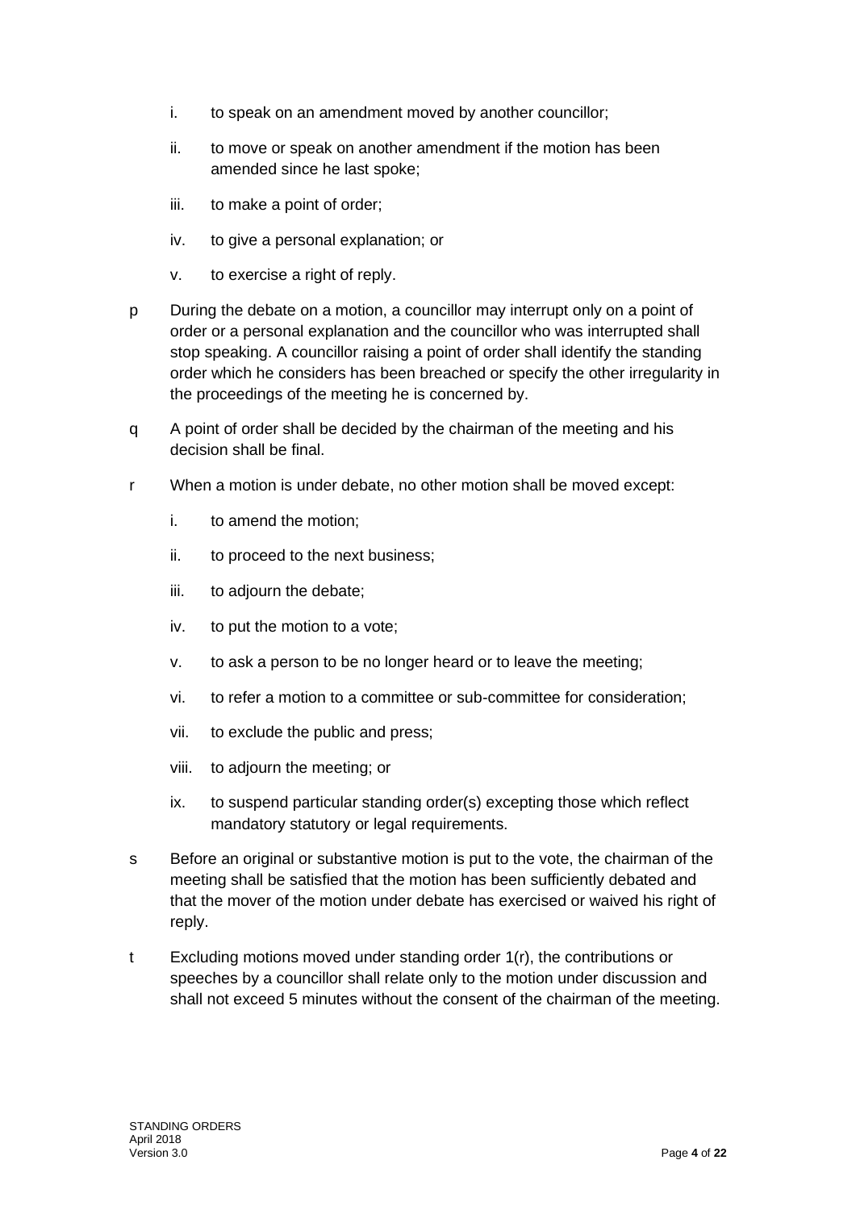i. to speak on an amendment moved by another councillor;

ii. to move or speak on another amendment if the motion has been amended since he last spoke;

iii. to make a point of order;

iv. to give a personal explanation; or

v. to exercise a right of reply.

p During the debate on a motion, a councillor may interrupt only on a point of order or a personal explanation and the councillor who was interrupted shall stop speaking. A councillor raising a point of order shall identify the standing order which he considers has been breached or specify the other irregularity in the proceedings of the meeting he is concerned by.

q A point of order shall be decided by the chairman of the meeting and his decision shall be final.

r When a motion is under debate, no other motion shall be moved except:

i. to amend the motion;

ii. to proceed to the next business;

iii. to adjourn the debate;

iv. to put the motion to a vote;

v. to ask a person to be no longer heard or to leave the meeting;

vi. to refer a motion to a committee or sub-committee for consideration;

vii. to exclude the public and press;

viii. to adjourn the meeting; or

ix. to suspend particular standing order(s) excepting those which reflect mandatory statutory or legal requirements.

s Before an original or substantive motion is put to the vote, the chairman of the meeting shall be satisfied that the motion has been sufficiently debated and that the mover of the motion under debate has exercised or waived his right of reply.

t Excluding motions moved under standing order 1(r), the contributions or speeches by a councillor shall relate only to the motion under discussion and shall not exceed 5 minutes without the consent of the chairman of the meeting.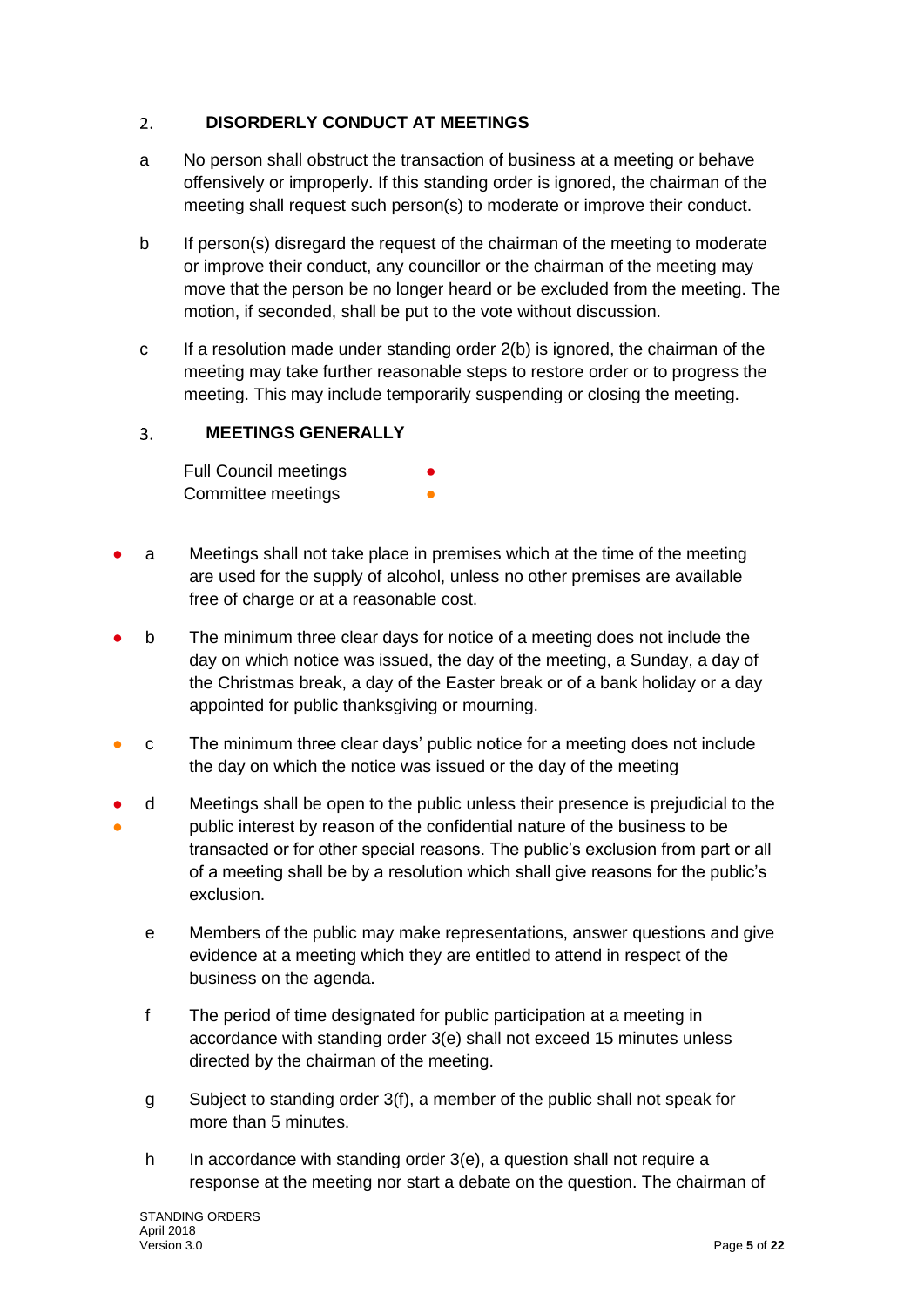## 2. DISORDERLY CONDUCT AT MEETINGS

a No person shall obstruct the transaction of business at a meeting or behave offensively or improperly. If this standing order is ignored, the chairman of the meeting shall request such person(s) to moderate or improve their conduct.

b If person(s) disregard the request of the chairman of the meeting to moderate or improve their conduct, any councillor or the chairman of the meeting may move that the person be no longer heard or be excluded from the meeting. The motion, if seconded, shall be put to the vote without discussion.

c If a resolution made under standing order 2(b) is ignored, the chairman of the meeting may take further reasonable steps to restore order or to progress the meeting. This may include temporarily suspending or closing the meeting.

## 3. MEETINGS GENERALLY

Full Council meetings ●
Committee meetings ●

● a Meetings shall not take place in premises which at the time of the meeting are used for the supply of alcohol, unless no other premises are available free of charge or at a reasonable cost.

● b The minimum three clear days for notice of a meeting does not include the day on which notice was issued, the day of the meeting, a Sunday, a day of the Christmas break, a day of the Easter break or of a bank holiday or a day appointed for public thanksgiving or mourning.

● c The minimum three clear days' public notice for a meeting does not include the day on which the notice was issued or the day of the meeting

● ● d Meetings shall be open to the public unless their presence is prejudicial to the public interest by reason of the confidential nature of the business to be transacted or for other special reasons. The public's exclusion from part or all of a meeting shall be by a resolution which shall give reasons for the public's exclusion.

e Members of the public may make representations, answer questions and give evidence at a meeting which they are entitled to attend in respect of the business on the agenda.

f The period of time designated for public participation at a meeting in accordance with standing order 3(e) shall not exceed 15 minutes unless directed by the chairman of the meeting.

g Subject to standing order 3(f), a member of the public shall not speak for more than 5 minutes.

h In accordance with standing order 3(e), a question shall not require a response at the meeting nor start a debate on the question. The chairman of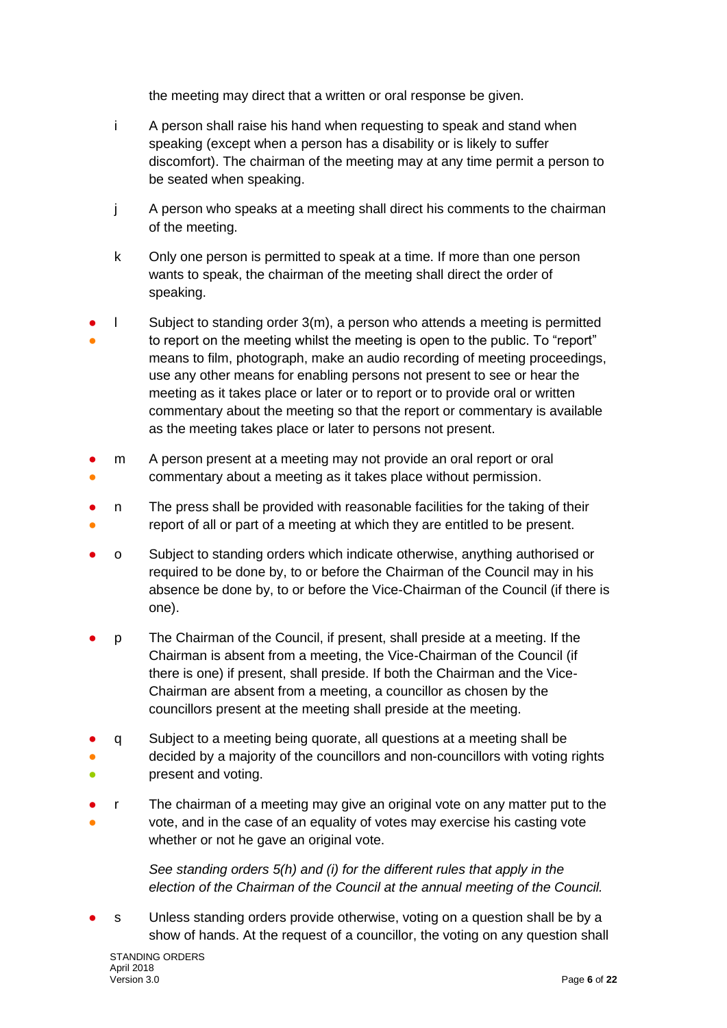the meeting may direct that a written or oral response be given.

i A person shall raise his hand when requesting to speak and stand when speaking (except when a person has a disability or is likely to suffer discomfort). The chairman of the meeting may at any time permit a person to be seated when speaking.

j A person who speaks at a meeting shall direct his comments to the chairman of the meeting.

k Only one person is permitted to speak at a time. If more than one person wants to speak, the chairman of the meeting shall direct the order of speaking.

● ● l Subject to standing order 3(m), a person who attends a meeting is permitted to report on the meeting whilst the meeting is open to the public. To "report" means to film, photograph, make an audio recording of meeting proceedings, use any other means for enabling persons not present to see or hear the meeting as it takes place or later or to report or to provide oral or written commentary about the meeting so that the report or commentary is available as the meeting takes place or later to persons not present.

● ● m A person present at a meeting may not provide an oral report or oral commentary about a meeting as it takes place without permission.

● ● n The press shall be provided with reasonable facilities for the taking of their report of all or part of a meeting at which they are entitled to be present.

● o Subject to standing orders which indicate otherwise, anything authorised or required to be done by, to or before the Chairman of the Council may in his absence be done by, to or before the Vice-Chairman of the Council (if there is one).

● p The Chairman of the Council, if present, shall preside at a meeting. If the Chairman is absent from a meeting, the Vice-Chairman of the Council (if there is one) if present, shall preside. If both the Chairman and the Vice-Chairman are absent from a meeting, a councillor as chosen by the councillors present at the meeting shall preside at the meeting.

● ● ● q Subject to a meeting being quorate, all questions at a meeting shall be decided by a majority of the councillors and non-councillors with voting rights present and voting.

● ● r The chairman of a meeting may give an original vote on any matter put to the vote, and in the case of an equality of votes may exercise his casting vote whether or not he gave an original vote.

*See standing orders 5(h) and (i) for the different rules that apply in the election of the Chairman of the Council at the annual meeting of the Council.*

● s Unless standing orders provide otherwise, voting on a question shall be by a show of hands. At the request of a councillor, the voting on any question shall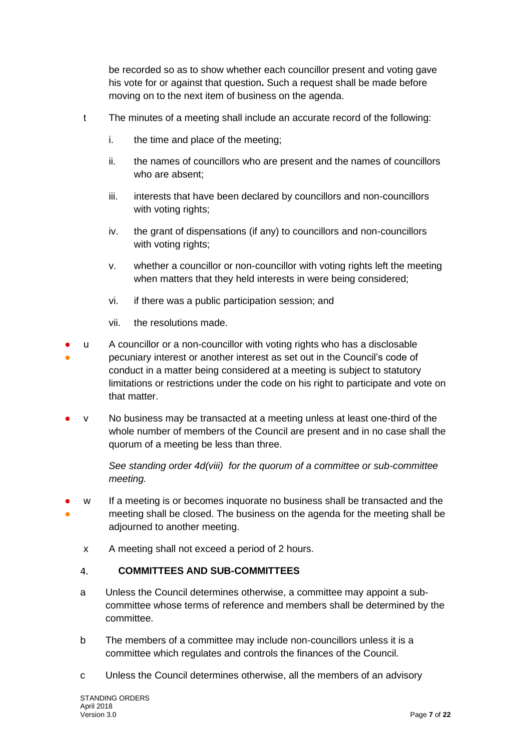be recorded so as to show whether each councillor present and voting gave his vote for or against that question**.** Such a request shall be made before moving on to the next item of business on the agenda.

t The minutes of a meeting shall include an accurate record of the following:

i. the time and place of the meeting;

ii. the names of councillors who are present and the names of councillors who are absent;

iii. interests that have been declared by councillors and non-councillors with voting rights;

iv. the grant of dispensations (if any) to councillors and non-councillors with voting rights;

v. whether a councillor or non-councillor with voting rights left the meeting when matters that they held interests in were being considered;

vi. if there was a public participation session; and

vii. the resolutions made.

● ● u A councillor or a non-councillor with voting rights who has a disclosable pecuniary interest or another interest as set out in the Council's code of conduct in a matter being considered at a meeting is subject to statutory limitations or restrictions under the code on his right to participate and vote on that matter.

● v No business may be transacted at a meeting unless at least one-third of the whole number of members of the Council are present and in no case shall the quorum of a meeting be less than three.

*See standing order 4d(viii) for the quorum of a committee or sub-committee meeting.*

● ● w If a meeting is or becomes inquorate no business shall be transacted and the meeting shall be closed. The business on the agenda for the meeting shall be adjourned to another meeting.

x A meeting shall not exceed a period of 2 hours.

## 4. COMMITTEES AND SUB-COMMITTEES

a Unless the Council determines otherwise, a committee may appoint a sub-committee whose terms of reference and members shall be determined by the committee.

b The members of a committee may include non-councillors unless it is a committee which regulates and controls the finances of the Council.

c Unless the Council determines otherwise, all the members of an advisory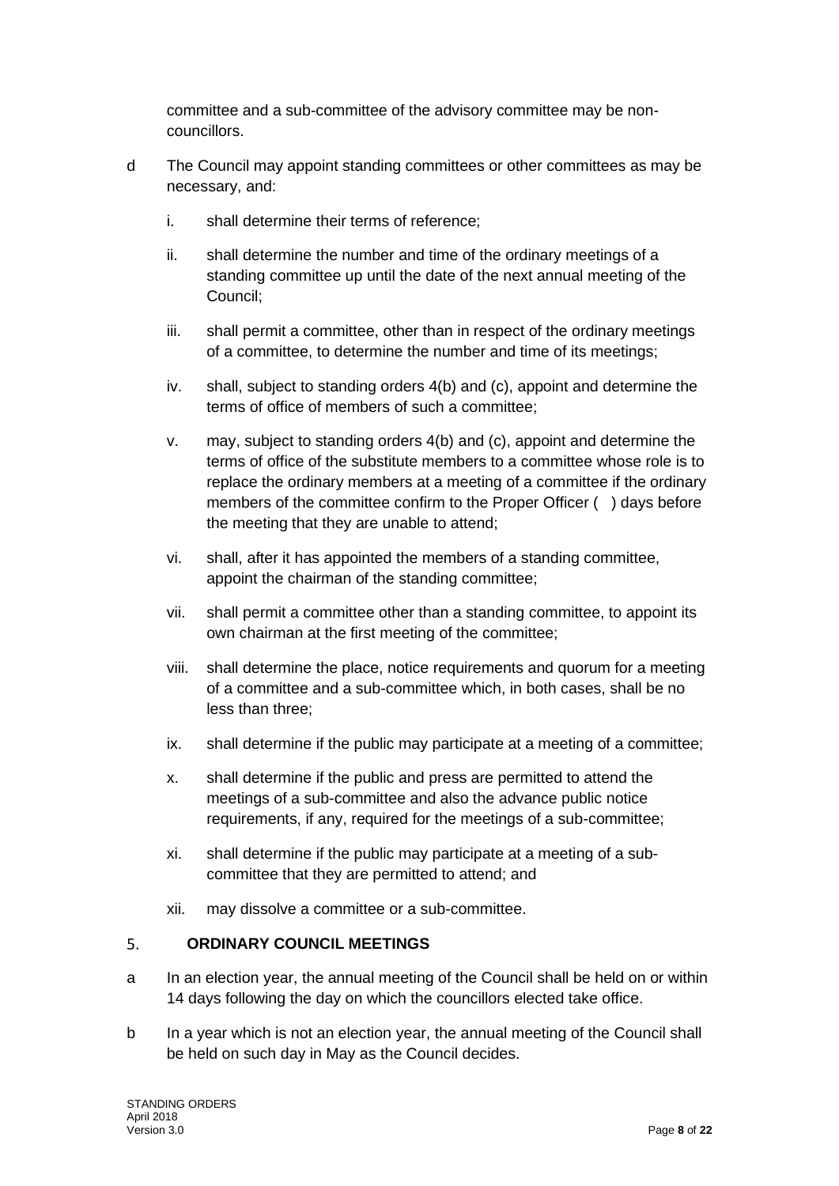committee and a sub-committee of the advisory committee may be non-councillors.

d The Council may appoint standing committees or other committees as may be necessary, and:

i. shall determine their terms of reference;

ii. shall determine the number and time of the ordinary meetings of a standing committee up until the date of the next annual meeting of the Council;

iii. shall permit a committee, other than in respect of the ordinary meetings of a committee, to determine the number and time of its meetings;

iv. shall, subject to standing orders 4(b) and (c), appoint and determine the terms of office of members of such a committee;

v. may, subject to standing orders 4(b) and (c), appoint and determine the terms of office of the substitute members to a committee whose role is to replace the ordinary members at a meeting of a committee if the ordinary members of the committee confirm to the Proper Officer (   ) days before the meeting that they are unable to attend;

vi. shall, after it has appointed the members of a standing committee, appoint the chairman of the standing committee;

vii. shall permit a committee other than a standing committee, to appoint its own chairman at the first meeting of the committee;

viii. shall determine the place, notice requirements and quorum for a meeting of a committee and a sub-committee which, in both cases, shall be no less than three;

ix. shall determine if the public may participate at a meeting of a committee;

x. shall determine if the public and press are permitted to attend the meetings of a sub-committee and also the advance public notice requirements, if any, required for the meetings of a sub-committee;

xi. shall determine if the public may participate at a meeting of a sub-committee that they are permitted to attend; and

xii. may dissolve a committee or a sub-committee.

## 5. ORDINARY COUNCIL MEETINGS

a In an election year, the annual meeting of the Council shall be held on or within 14 days following the day on which the councillors elected take office.

b In a year which is not an election year, the annual meeting of the Council shall be held on such day in May as the Council decides.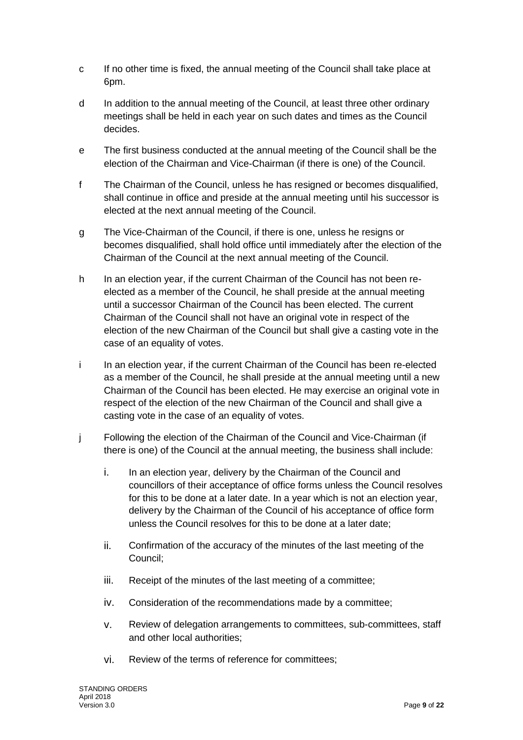c If no other time is fixed, the annual meeting of the Council shall take place at 6pm.

d In addition to the annual meeting of the Council, at least three other ordinary meetings shall be held in each year on such dates and times as the Council decides.

e The first business conducted at the annual meeting of the Council shall be the election of the Chairman and Vice-Chairman (if there is one) of the Council.

f The Chairman of the Council, unless he has resigned or becomes disqualified, shall continue in office and preside at the annual meeting until his successor is elected at the next annual meeting of the Council.

g The Vice-Chairman of the Council, if there is one, unless he resigns or becomes disqualified, shall hold office until immediately after the election of the Chairman of the Council at the next annual meeting of the Council.

h In an election year, if the current Chairman of the Council has not been re-elected as a member of the Council, he shall preside at the annual meeting until a successor Chairman of the Council has been elected. The current Chairman of the Council shall not have an original vote in respect of the election of the new Chairman of the Council but shall give a casting vote in the case of an equality of votes.

i In an election year, if the current Chairman of the Council has been re-elected as a member of the Council, he shall preside at the annual meeting until a new Chairman of the Council has been elected. He may exercise an original vote in respect of the election of the new Chairman of the Council and shall give a casting vote in the case of an equality of votes.

j Following the election of the Chairman of the Council and Vice-Chairman (if there is one) of the Council at the annual meeting, the business shall include:

   i. In an election year, delivery by the Chairman of the Council and councillors of their acceptance of office forms unless the Council resolves for this to be done at a later date. In a year which is not an election year, delivery by the Chairman of the Council of his acceptance of office form unless the Council resolves for this to be done at a later date;

   ii. Confirmation of the accuracy of the minutes of the last meeting of the Council;

   iii. Receipt of the minutes of the last meeting of a committee;

   iv. Consideration of the recommendations made by a committee;

   v. Review of delegation arrangements to committees, sub-committees, staff and other local authorities;

   vi. Review of the terms of reference for committees;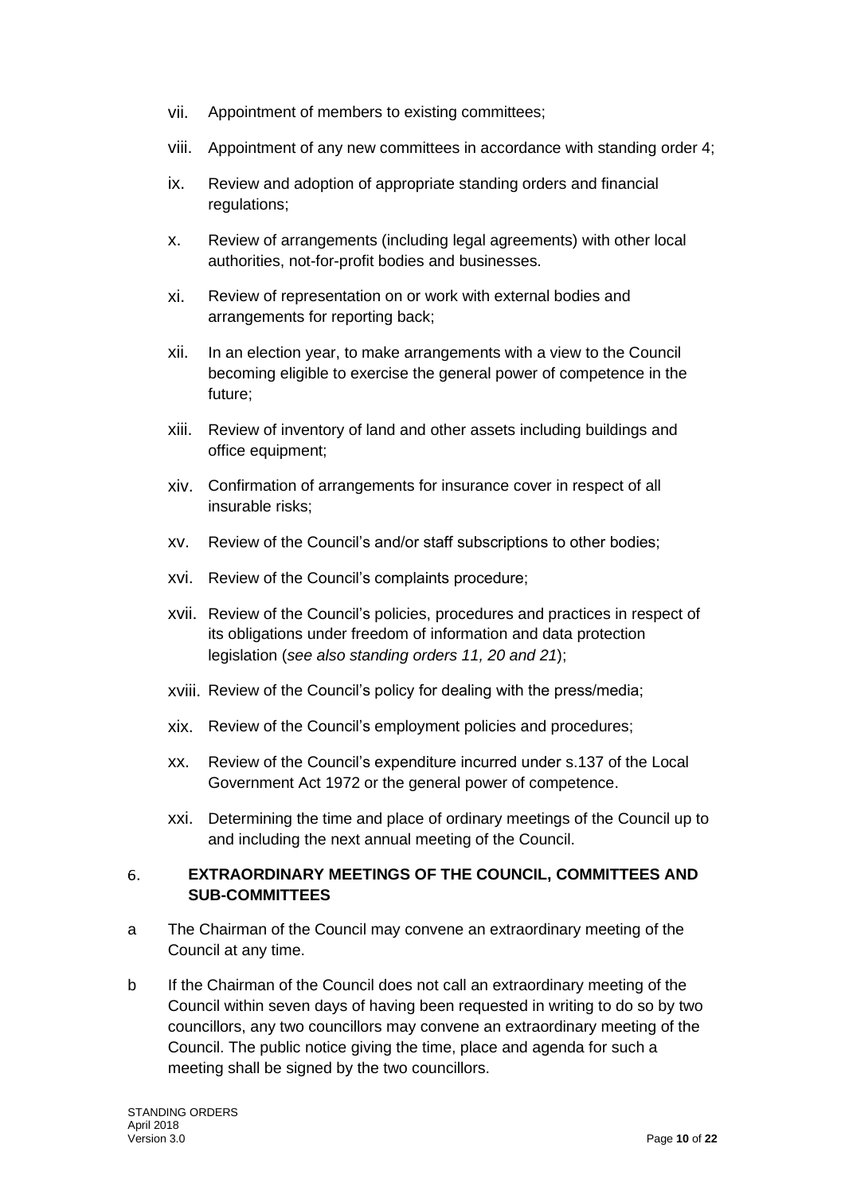vii. Appointment of members to existing committees;

viii. Appointment of any new committees in accordance with standing order 4;

ix. Review and adoption of appropriate standing orders and financial regulations;

x. Review of arrangements (including legal agreements) with other local authorities, not-for-profit bodies and businesses.

xi. Review of representation on or work with external bodies and arrangements for reporting back;

xii. In an election year, to make arrangements with a view to the Council becoming eligible to exercise the general power of competence in the future;

xiii. Review of inventory of land and other assets including buildings and office equipment;

xiv. Confirmation of arrangements for insurance cover in respect of all insurable risks;

xv. Review of the Council's and/or staff subscriptions to other bodies;

xvi. Review of the Council's complaints procedure;

xvii. Review of the Council's policies, procedures and practices in respect of its obligations under freedom of information and data protection legislation (*see also standing orders 11, 20 and 21*);

xviii. Review of the Council's policy for dealing with the press/media;

xix. Review of the Council's employment policies and procedures;

xx. Review of the Council's expenditure incurred under s.137 of the Local Government Act 1972 or the general power of competence.

xxi. Determining the time and place of ordinary meetings of the Council up to and including the next annual meeting of the Council.

## 6. EXTRAORDINARY MEETINGS OF THE COUNCIL, COMMITTEES AND SUB-COMMITTEES

a The Chairman of the Council may convene an extraordinary meeting of the Council at any time.

b If the Chairman of the Council does not call an extraordinary meeting of the Council within seven days of having been requested in writing to do so by two councillors, any two councillors may convene an extraordinary meeting of the Council. The public notice giving the time, place and agenda for such a meeting shall be signed by the two councillors.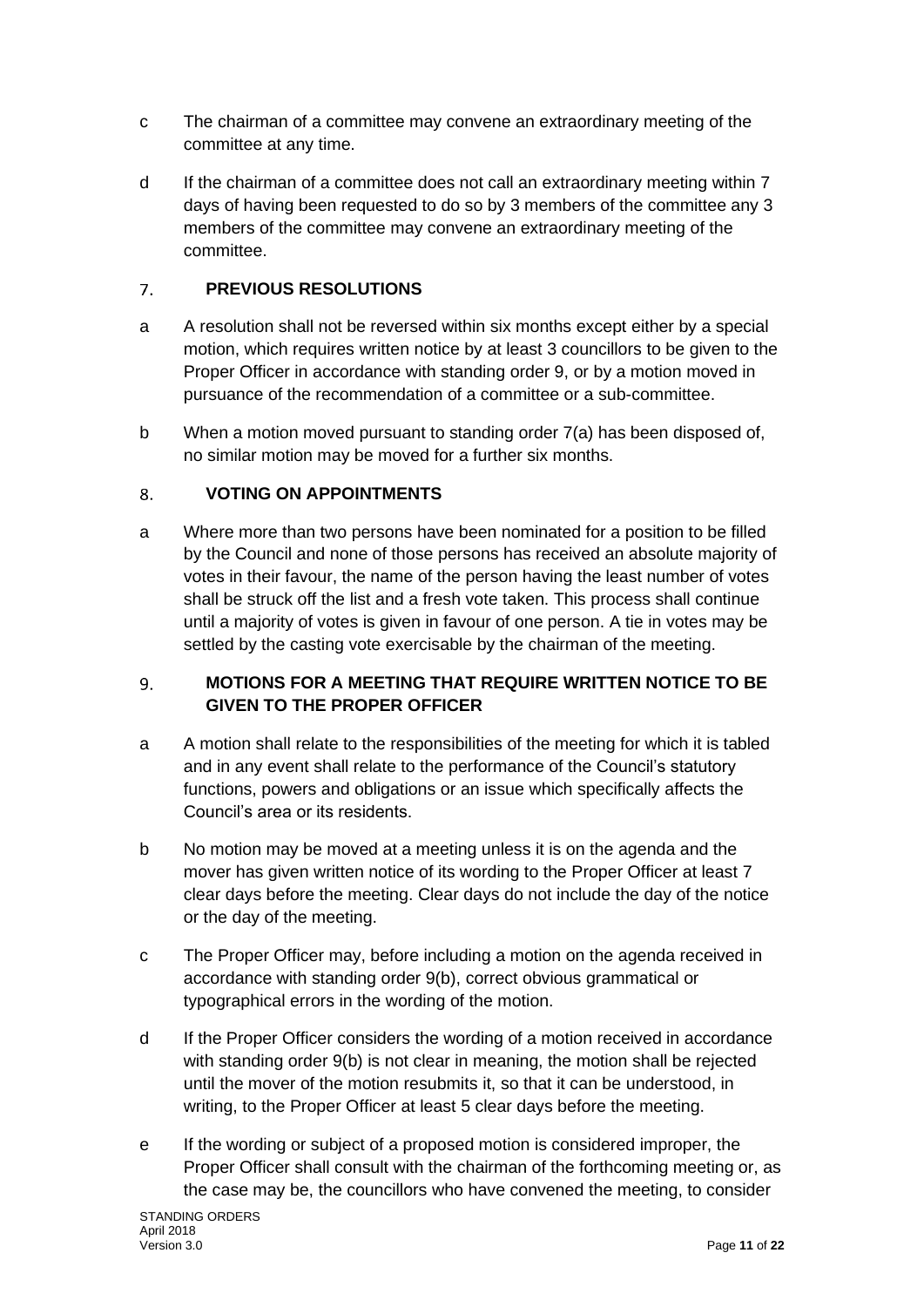c The chairman of a committee may convene an extraordinary meeting of the committee at any time.

d If the chairman of a committee does not call an extraordinary meeting within 7 days of having been requested to do so by 3 members of the committee any 3 members of the committee may convene an extraordinary meeting of the committee.

## 7. PREVIOUS RESOLUTIONS

a A resolution shall not be reversed within six months except either by a special motion, which requires written notice by at least 3 councillors to be given to the Proper Officer in accordance with standing order 9, or by a motion moved in pursuance of the recommendation of a committee or a sub-committee.

b When a motion moved pursuant to standing order 7(a) has been disposed of, no similar motion may be moved for a further six months.

## 8. VOTING ON APPOINTMENTS

a Where more than two persons have been nominated for a position to be filled by the Council and none of those persons has received an absolute majority of votes in their favour, the name of the person having the least number of votes shall be struck off the list and a fresh vote taken. This process shall continue until a majority of votes is given in favour of one person. A tie in votes may be settled by the casting vote exercisable by the chairman of the meeting.

## 9. MOTIONS FOR A MEETING THAT REQUIRE WRITTEN NOTICE TO BE GIVEN TO THE PROPER OFFICER

a A motion shall relate to the responsibilities of the meeting for which it is tabled and in any event shall relate to the performance of the Council's statutory functions, powers and obligations or an issue which specifically affects the Council's area or its residents.

b No motion may be moved at a meeting unless it is on the agenda and the mover has given written notice of its wording to the Proper Officer at least 7 clear days before the meeting. Clear days do not include the day of the notice or the day of the meeting.

c The Proper Officer may, before including a motion on the agenda received in accordance with standing order 9(b), correct obvious grammatical or typographical errors in the wording of the motion.

d If the Proper Officer considers the wording of a motion received in accordance with standing order 9(b) is not clear in meaning, the motion shall be rejected until the mover of the motion resubmits it, so that it can be understood, in writing, to the Proper Officer at least 5 clear days before the meeting.

e If the wording or subject of a proposed motion is considered improper, the Proper Officer shall consult with the chairman of the forthcoming meeting or, as the case may be, the councillors who have convened the meeting, to consider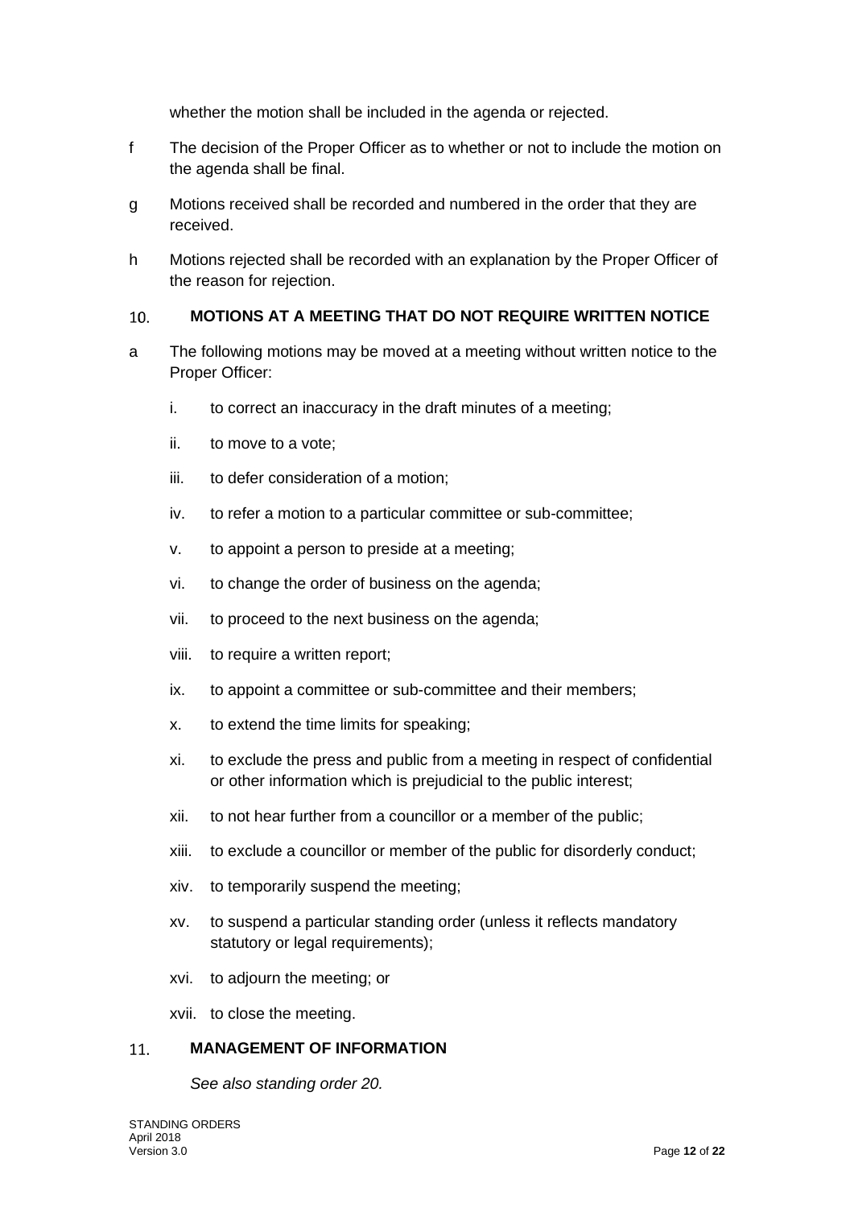whether the motion shall be included in the agenda or rejected.

f The decision of the Proper Officer as to whether or not to include the motion on the agenda shall be final.

g Motions received shall be recorded and numbered in the order that they are received.

h Motions rejected shall be recorded with an explanation by the Proper Officer of the reason for rejection.

## 10. MOTIONS AT A MEETING THAT DO NOT REQUIRE WRITTEN NOTICE

a The following motions may be moved at a meeting without written notice to the Proper Officer:

i. to correct an inaccuracy in the draft minutes of a meeting;

ii. to move to a vote;

iii. to defer consideration of a motion;

iv. to refer a motion to a particular committee or sub-committee;

v. to appoint a person to preside at a meeting;

vi. to change the order of business on the agenda;

vii. to proceed to the next business on the agenda;

viii. to require a written report;

ix. to appoint a committee or sub-committee and their members;

x. to extend the time limits for speaking;

xi. to exclude the press and public from a meeting in respect of confidential or other information which is prejudicial to the public interest;

xii. to not hear further from a councillor or a member of the public;

xiii. to exclude a councillor or member of the public for disorderly conduct;

xiv. to temporarily suspend the meeting;

xv. to suspend a particular standing order (unless it reflects mandatory statutory or legal requirements);

xvi. to adjourn the meeting; or

xvii. to close the meeting.

## 11. MANAGEMENT OF INFORMATION

*See also standing order 20.*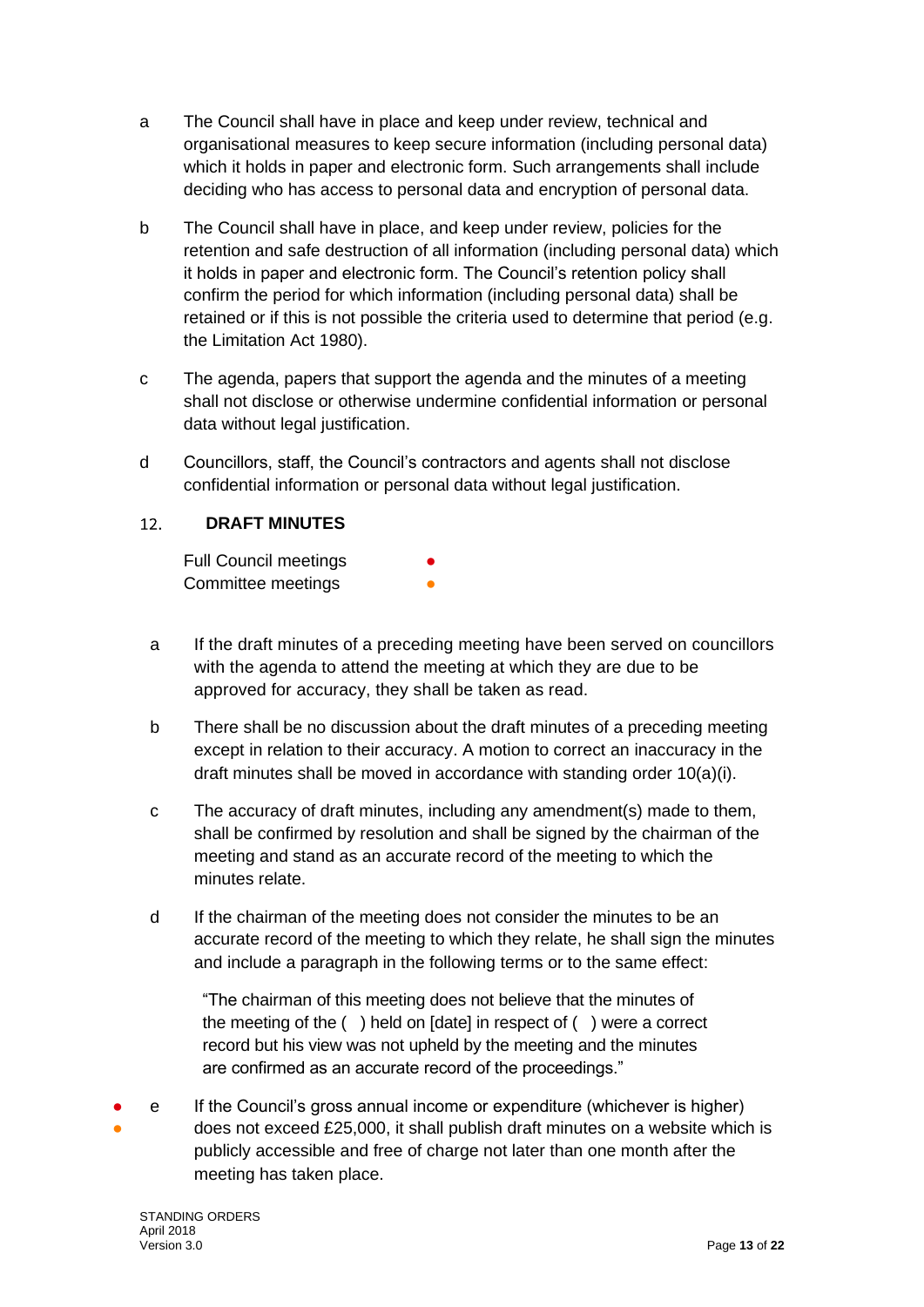a The Council shall have in place and keep under review, technical and organisational measures to keep secure information (including personal data) which it holds in paper and electronic form. Such arrangements shall include deciding who has access to personal data and encryption of personal data.

b The Council shall have in place, and keep under review, policies for the retention and safe destruction of all information (including personal data) which it holds in paper and electronic form. The Council's retention policy shall confirm the period for which information (including personal data) shall be retained or if this is not possible the criteria used to determine that period (e.g. the Limitation Act 1980).

c The agenda, papers that support the agenda and the minutes of a meeting shall not disclose or otherwise undermine confidential information or personal data without legal justification.

d Councillors, staff, the Council's contractors and agents shall not disclose confidential information or personal data without legal justification.

## 12. DRAFT MINUTES

Full Council meetings ●
Committee meetings ●

a If the draft minutes of a preceding meeting have been served on councillors with the agenda to attend the meeting at which they are due to be approved for accuracy, they shall be taken as read.

b There shall be no discussion about the draft minutes of a preceding meeting except in relation to their accuracy. A motion to correct an inaccuracy in the draft minutes shall be moved in accordance with standing order 10(a)(i).

c The accuracy of draft minutes, including any amendment(s) made to them, shall be confirmed by resolution and shall be signed by the chairman of the meeting and stand as an accurate record of the meeting to which the minutes relate.

d If the chairman of the meeting does not consider the minutes to be an accurate record of the meeting to which they relate, he shall sign the minutes and include a paragraph in the following terms or to the same effect:

> "The chairman of this meeting does not believe that the minutes of the meeting of the ( ) held on [date] in respect of ( ) were a correct record but his view was not upheld by the meeting and the minutes are confirmed as an accurate record of the proceedings."

● ● e If the Council's gross annual income or expenditure (whichever is higher) does not exceed £25,000, it shall publish draft minutes on a website which is publicly accessible and free of charge not later than one month after the meeting has taken place.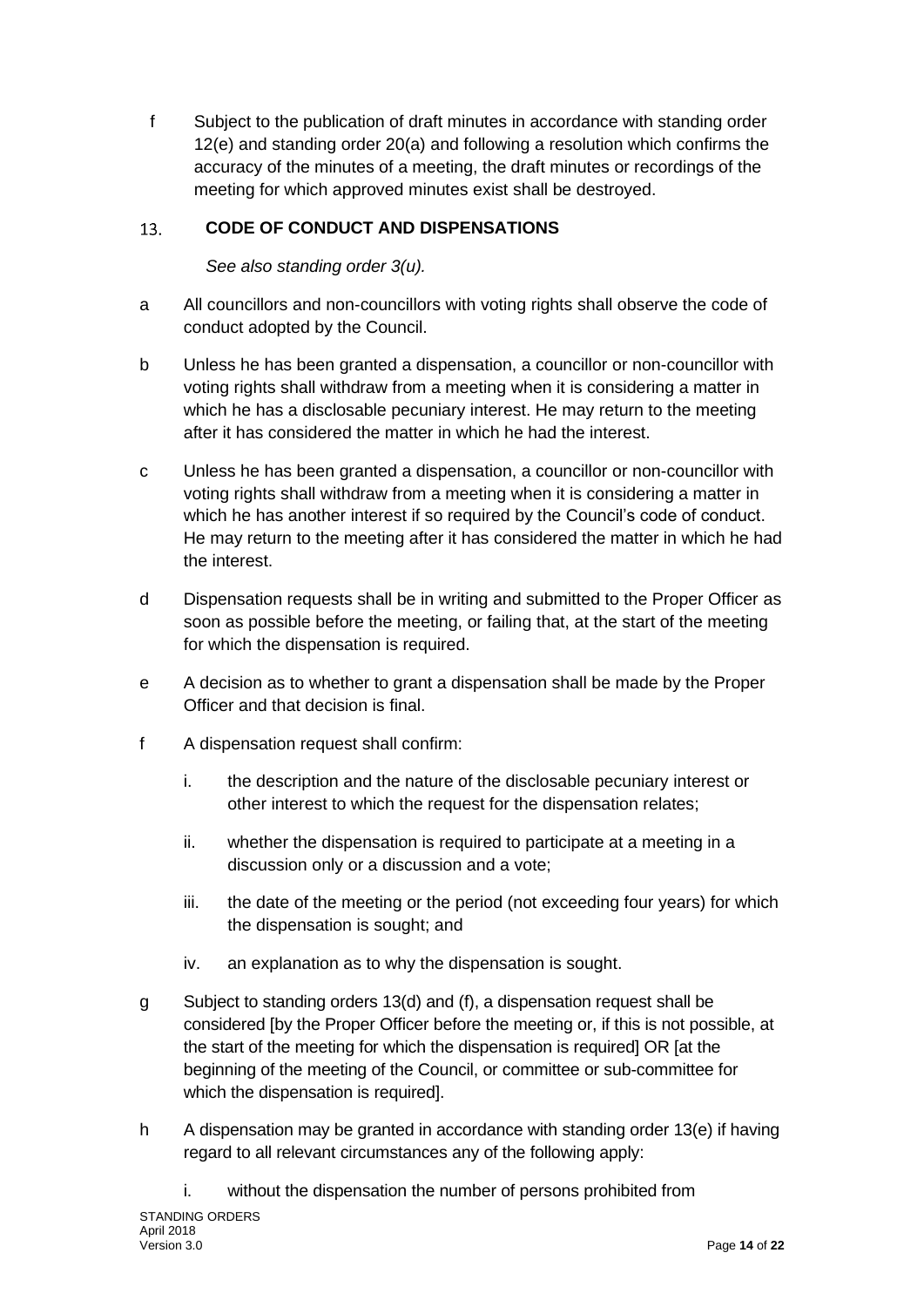f Subject to the publication of draft minutes in accordance with standing order 12(e) and standing order 20(a) and following a resolution which confirms the accuracy of the minutes of a meeting, the draft minutes or recordings of the meeting for which approved minutes exist shall be destroyed.

## 13. CODE OF CONDUCT AND DISPENSATIONS

*See also standing order 3(u).*

a All councillors and non-councillors with voting rights shall observe the code of conduct adopted by the Council.

b Unless he has been granted a dispensation, a councillor or non-councillor with voting rights shall withdraw from a meeting when it is considering a matter in which he has a disclosable pecuniary interest. He may return to the meeting after it has considered the matter in which he had the interest.

c Unless he has been granted a dispensation, a councillor or non-councillor with voting rights shall withdraw from a meeting when it is considering a matter in which he has another interest if so required by the Council's code of conduct. He may return to the meeting after it has considered the matter in which he had the interest.

d Dispensation requests shall be in writing and submitted to the Proper Officer as soon as possible before the meeting, or failing that, at the start of the meeting for which the dispensation is required.

e A decision as to whether to grant a dispensation shall be made by the Proper Officer and that decision is final.

f A dispensation request shall confirm:

   i. the description and the nature of the disclosable pecuniary interest or other interest to which the request for the dispensation relates;

   ii. whether the dispensation is required to participate at a meeting in a discussion only or a discussion and a vote;

   iii. the date of the meeting or the period (not exceeding four years) for which the dispensation is sought; and

   iv. an explanation as to why the dispensation is sought.

g Subject to standing orders 13(d) and (f), a dispensation request shall be considered [by the Proper Officer before the meeting or, if this is not possible, at the start of the meeting for which the dispensation is required] OR [at the beginning of the meeting of the Council, or committee or sub-committee for which the dispensation is required].

h A dispensation may be granted in accordance with standing order 13(e) if having regard to all relevant circumstances any of the following apply:

   i. without the dispensation the number of persons prohibited from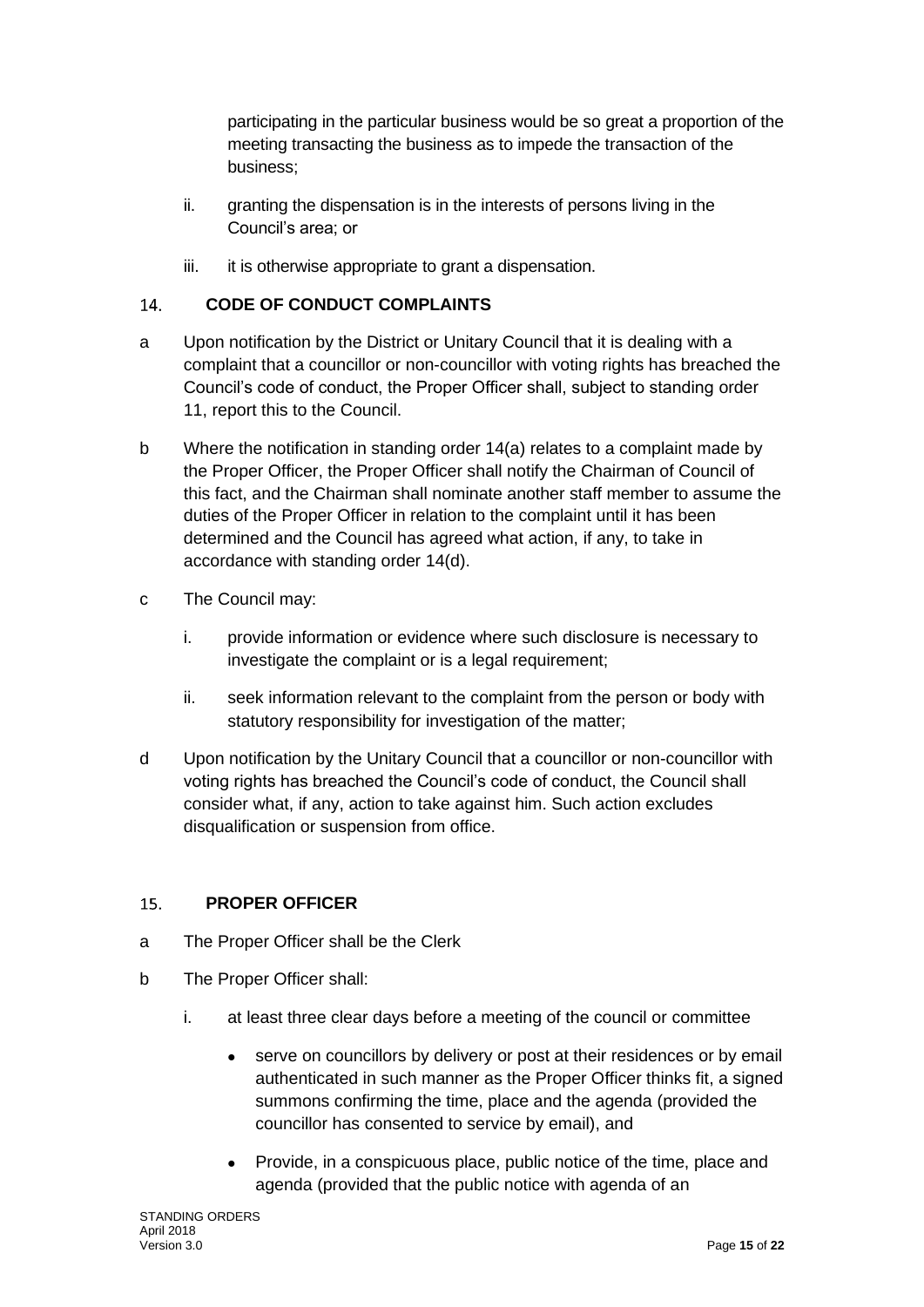participating in the particular business would be so great a proportion of the meeting transacting the business as to impede the transaction of the business;

ii. granting the dispensation is in the interests of persons living in the Council's area; or

iii. it is otherwise appropriate to grant a dispensation.

## 14. CODE OF CONDUCT COMPLAINTS

a Upon notification by the District or Unitary Council that it is dealing with a complaint that a councillor or non-councillor with voting rights has breached the Council's code of conduct, the Proper Officer shall, subject to standing order 11, report this to the Council.

b Where the notification in standing order 14(a) relates to a complaint made by the Proper Officer, the Proper Officer shall notify the Chairman of Council of this fact, and the Chairman shall nominate another staff member to assume the duties of the Proper Officer in relation to the complaint until it has been determined and the Council has agreed what action, if any, to take in accordance with standing order 14(d).

c The Council may:

i. provide information or evidence where such disclosure is necessary to investigate the complaint or is a legal requirement;

ii. seek information relevant to the complaint from the person or body with statutory responsibility for investigation of the matter;

d Upon notification by the Unitary Council that a councillor or non-councillor with voting rights has breached the Council's code of conduct, the Council shall consider what, if any, action to take against him. Such action excludes disqualification or suspension from office.

## 15. PROPER OFFICER

a The Proper Officer shall be the Clerk

b The Proper Officer shall:

i. at least three clear days before a meeting of the council or committee

- serve on councillors by delivery or post at their residences or by email authenticated in such manner as the Proper Officer thinks fit, a signed summons confirming the time, place and the agenda (provided the councillor has consented to service by email), and
- Provide, in a conspicuous place, public notice of the time, place and agenda (provided that the public notice with agenda of an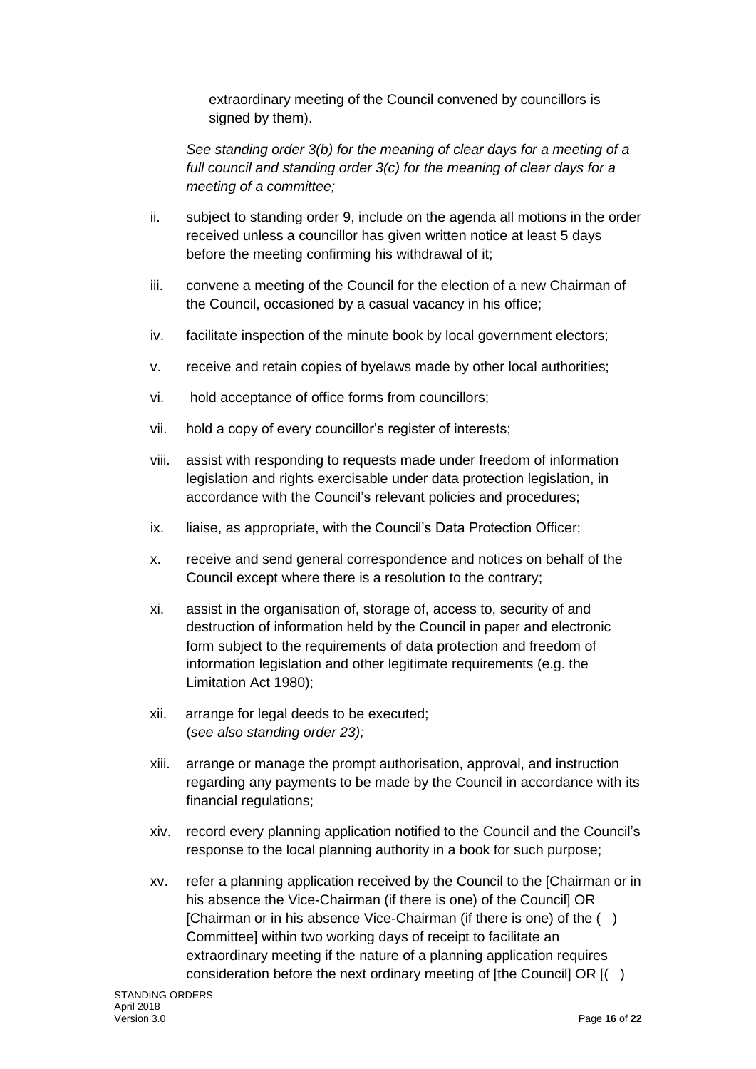extraordinary meeting of the Council convened by councillors is signed by them).

*See standing order 3(b) for the meaning of clear days for a meeting of a full council and standing order 3(c) for the meaning of clear days for a meeting of a committee;*

ii. subject to standing order 9, include on the agenda all motions in the order received unless a councillor has given written notice at least 5 days before the meeting confirming his withdrawal of it;

iii. convene a meeting of the Council for the election of a new Chairman of the Council, occasioned by a casual vacancy in his office;

iv. facilitate inspection of the minute book by local government electors;

v. receive and retain copies of byelaws made by other local authorities;

vi. hold acceptance of office forms from councillors;

vii. hold a copy of every councillor's register of interests;

viii. assist with responding to requests made under freedom of information legislation and rights exercisable under data protection legislation, in accordance with the Council's relevant policies and procedures;

ix. liaise, as appropriate, with the Council's Data Protection Officer;

x. receive and send general correspondence and notices on behalf of the Council except where there is a resolution to the contrary;

xi. assist in the organisation of, storage of, access to, security of and destruction of information held by the Council in paper and electronic form subject to the requirements of data protection and freedom of information legislation and other legitimate requirements (e.g. the Limitation Act 1980);

xii. arrange for legal deeds to be executed;
(*see also standing order 23);*

xiii. arrange or manage the prompt authorisation, approval, and instruction regarding any payments to be made by the Council in accordance with its financial regulations;

xiv. record every planning application notified to the Council and the Council's response to the local planning authority in a book for such purpose;

xv. refer a planning application received by the Council to the [Chairman or in his absence the Vice-Chairman (if there is one) of the Council] OR [Chairman or in his absence Vice-Chairman (if there is one) of the ( ) Committee] within two working days of receipt to facilitate an extraordinary meeting if the nature of a planning application requires consideration before the next ordinary meeting of [the Council] OR [( )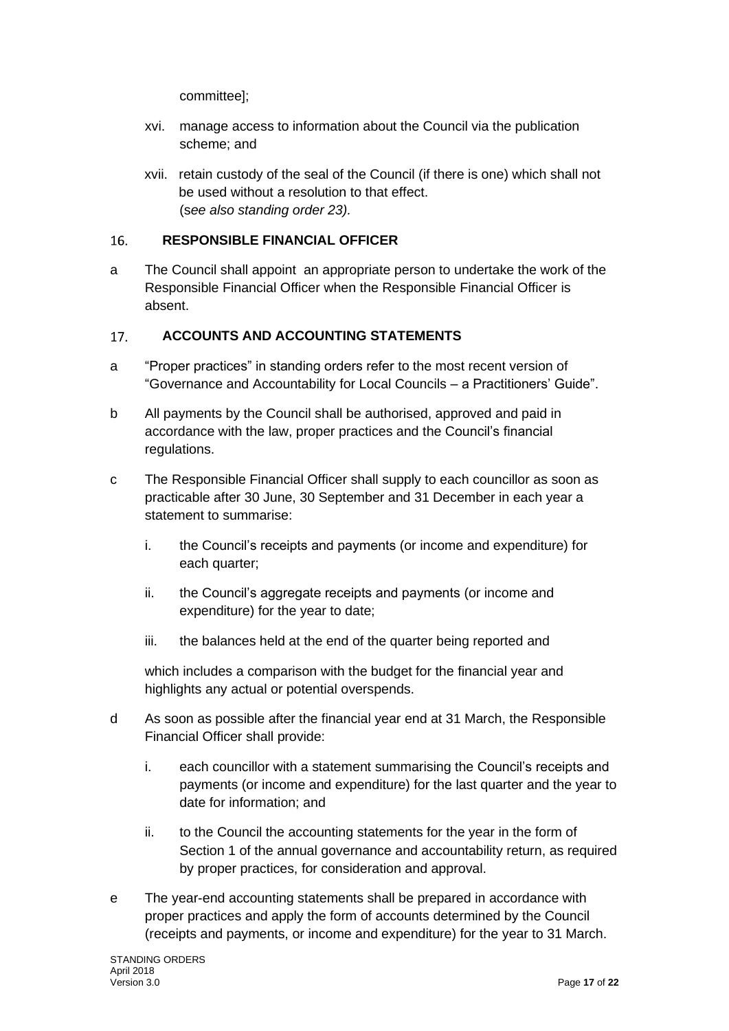committee];

xvi. manage access to information about the Council via the publication scheme; and

xvii. retain custody of the seal of the Council (if there is one) which shall not be used without a resolution to that effect.
(*see also standing order 23).*

## 16. RESPONSIBLE FINANCIAL OFFICER

a The Council shall appoint an appropriate person to undertake the work of the Responsible Financial Officer when the Responsible Financial Officer is absent.

## 17. ACCOUNTS AND ACCOUNTING STATEMENTS

a "Proper practices" in standing orders refer to the most recent version of "Governance and Accountability for Local Councils – a Practitioners' Guide".

b All payments by the Council shall be authorised, approved and paid in accordance with the law, proper practices and the Council's financial regulations.

c The Responsible Financial Officer shall supply to each councillor as soon as practicable after 30 June, 30 September and 31 December in each year a statement to summarise:

i. the Council's receipts and payments (or income and expenditure) for each quarter;

ii. the Council's aggregate receipts and payments (or income and expenditure) for the year to date;

iii. the balances held at the end of the quarter being reported and

which includes a comparison with the budget for the financial year and highlights any actual or potential overspends.

d As soon as possible after the financial year end at 31 March, the Responsible Financial Officer shall provide:

i. each councillor with a statement summarising the Council's receipts and payments (or income and expenditure) for the last quarter and the year to date for information; and

ii. to the Council the accounting statements for the year in the form of Section 1 of the annual governance and accountability return, as required by proper practices, for consideration and approval.

e The year-end accounting statements shall be prepared in accordance with proper practices and apply the form of accounts determined by the Council (receipts and payments, or income and expenditure) for the year to 31 March.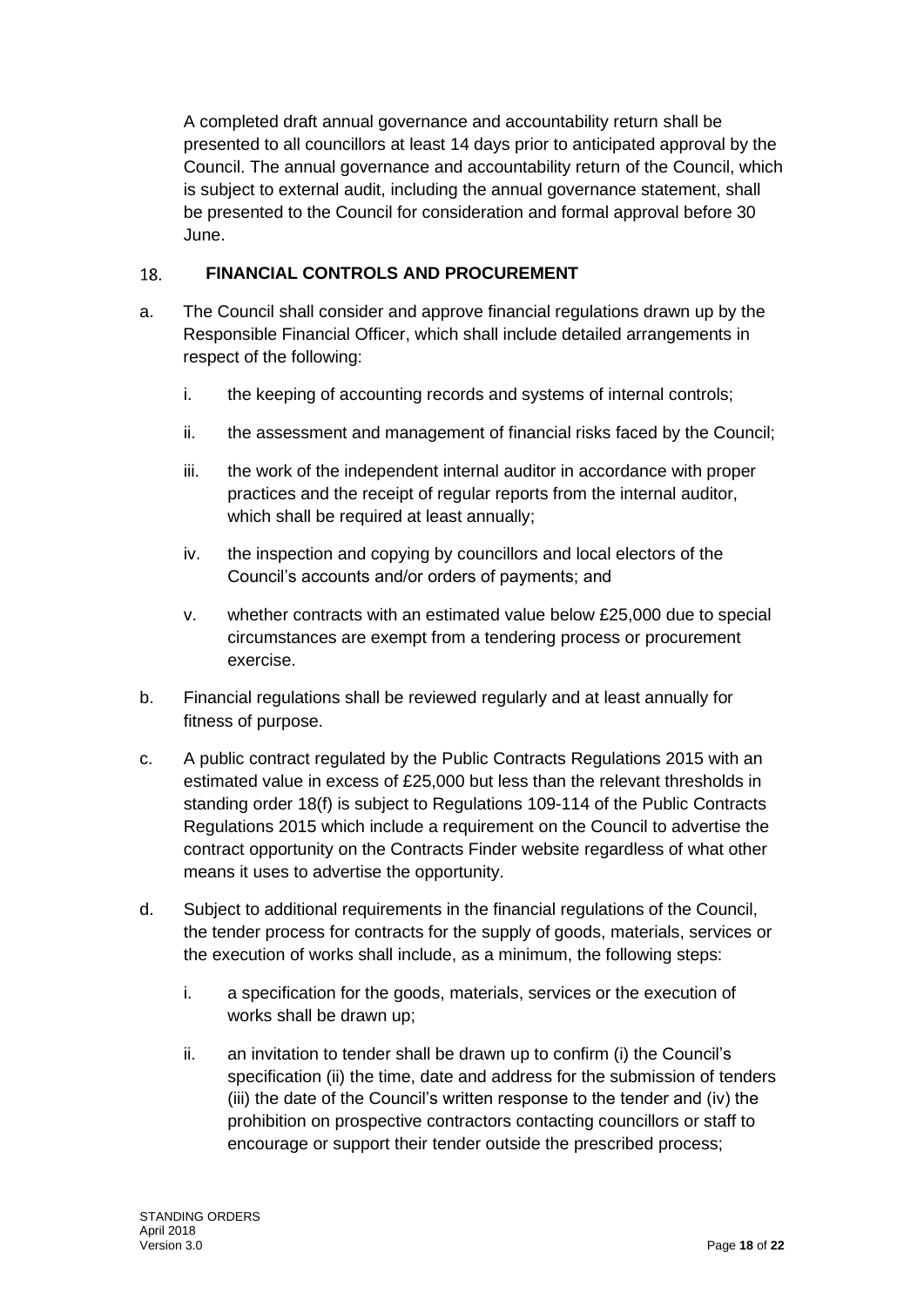A completed draft annual governance and accountability return shall be presented to all councillors at least 14 days prior to anticipated approval by the Council. The annual governance and accountability return of the Council, which is subject to external audit, including the annual governance statement, shall be presented to the Council for consideration and formal approval before 30 June.

## 18. FINANCIAL CONTROLS AND PROCUREMENT

a. The Council shall consider and approve financial regulations drawn up by the Responsible Financial Officer, which shall include detailed arrangements in respect of the following:

   i. the keeping of accounting records and systems of internal controls;

   ii. the assessment and management of financial risks faced by the Council;

   iii. the work of the independent internal auditor in accordance with proper practices and the receipt of regular reports from the internal auditor, which shall be required at least annually;

   iv. the inspection and copying by councillors and local electors of the Council's accounts and/or orders of payments; and

   v. whether contracts with an estimated value below £25,000 due to special circumstances are exempt from a tendering process or procurement exercise.

b. Financial regulations shall be reviewed regularly and at least annually for fitness of purpose.

c. A public contract regulated by the Public Contracts Regulations 2015 with an estimated value in excess of £25,000 but less than the relevant thresholds in standing order 18(f) is subject to Regulations 109-114 of the Public Contracts Regulations 2015 which include a requirement on the Council to advertise the contract opportunity on the Contracts Finder website regardless of what other means it uses to advertise the opportunity.

d. Subject to additional requirements in the financial regulations of the Council, the tender process for contracts for the supply of goods, materials, services or the execution of works shall include, as a minimum, the following steps:

   i. a specification for the goods, materials, services or the execution of works shall be drawn up;

   ii. an invitation to tender shall be drawn up to confirm (i) the Council's specification (ii) the time, date and address for the submission of tenders (iii) the date of the Council's written response to the tender and (iv) the prohibition on prospective contractors contacting councillors or staff to encourage or support their tender outside the prescribed process;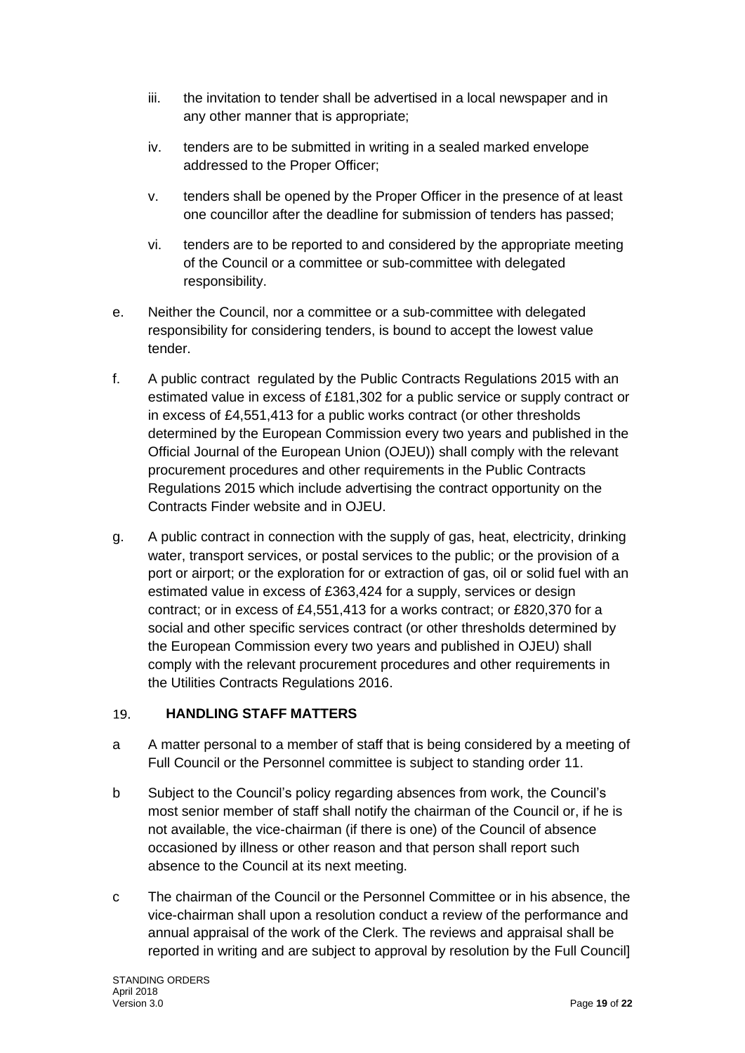iii. the invitation to tender shall be advertised in a local newspaper and in any other manner that is appropriate;

iv. tenders are to be submitted in writing in a sealed marked envelope addressed to the Proper Officer;

v. tenders shall be opened by the Proper Officer in the presence of at least one councillor after the deadline for submission of tenders has passed;

vi. tenders are to be reported to and considered by the appropriate meeting of the Council or a committee or sub-committee with delegated responsibility.

e. Neither the Council, nor a committee or a sub-committee with delegated responsibility for considering tenders, is bound to accept the lowest value tender.

f. A public contract regulated by the Public Contracts Regulations 2015 with an estimated value in excess of £181,302 for a public service or supply contract or in excess of £4,551,413 for a public works contract (or other thresholds determined by the European Commission every two years and published in the Official Journal of the European Union (OJEU)) shall comply with the relevant procurement procedures and other requirements in the Public Contracts Regulations 2015 which include advertising the contract opportunity on the Contracts Finder website and in OJEU.

g. A public contract in connection with the supply of gas, heat, electricity, drinking water, transport services, or postal services to the public; or the provision of a port or airport; or the exploration for or extraction of gas, oil or solid fuel with an estimated value in excess of £363,424 for a supply, services or design contract; or in excess of £4,551,413 for a works contract; or £820,370 for a social and other specific services contract (or other thresholds determined by the European Commission every two years and published in OJEU) shall comply with the relevant procurement procedures and other requirements in the Utilities Contracts Regulations 2016.

## 19. HANDLING STAFF MATTERS

a A matter personal to a member of staff that is being considered by a meeting of Full Council or the Personnel committee is subject to standing order 11.

b Subject to the Council's policy regarding absences from work, the Council's most senior member of staff shall notify the chairman of the Council or, if he is not available, the vice-chairman (if there is one) of the Council of absence occasioned by illness or other reason and that person shall report such absence to the Council at its next meeting.

c The chairman of the Council or the Personnel Committee or in his absence, the vice-chairman shall upon a resolution conduct a review of the performance and annual appraisal of the work of the Clerk. The reviews and appraisal shall be reported in writing and are subject to approval by resolution by the Full Council]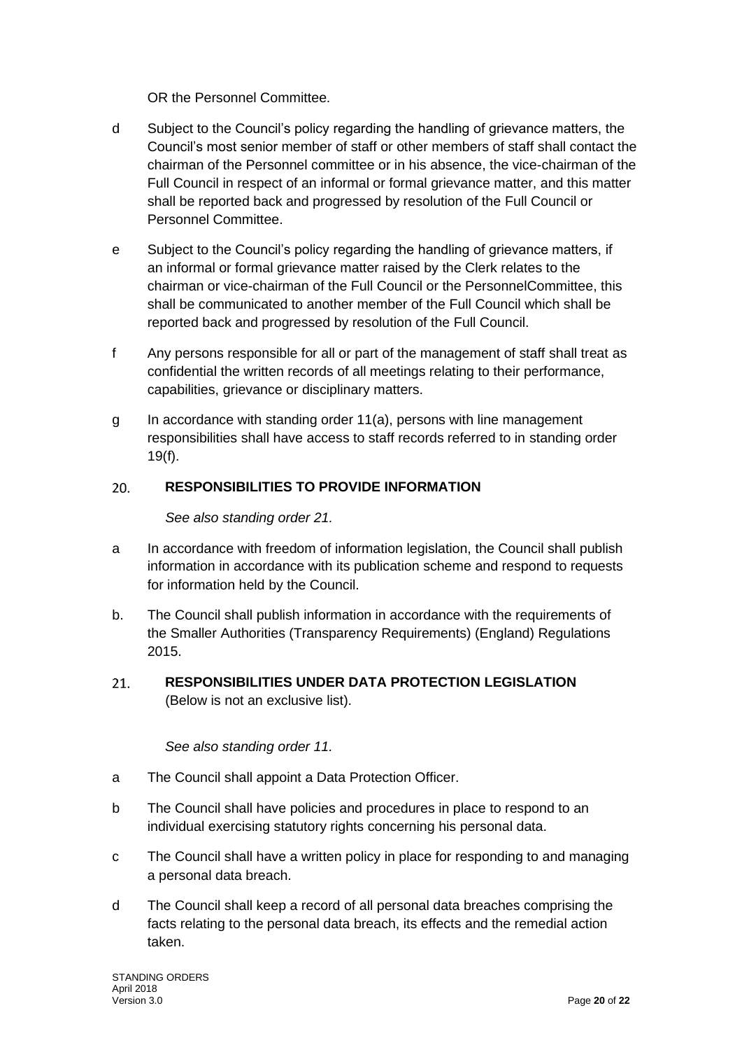OR the Personnel Committee.

d Subject to the Council's policy regarding the handling of grievance matters, the Council's most senior member of staff or other members of staff shall contact the chairman of the Personnel committee or in his absence, the vice-chairman of the Full Council in respect of an informal or formal grievance matter, and this matter shall be reported back and progressed by resolution of the Full Council or Personnel Committee.

e Subject to the Council's policy regarding the handling of grievance matters, if an informal or formal grievance matter raised by the Clerk relates to the chairman or vice-chairman of the Full Council or the PersonnelCommittee, this shall be communicated to another member of the Full Council which shall be reported back and progressed by resolution of the Full Council.

f Any persons responsible for all or part of the management of staff shall treat as confidential the written records of all meetings relating to their performance, capabilities, grievance or disciplinary matters.

g In accordance with standing order 11(a), persons with line management responsibilities shall have access to staff records referred to in standing order 19(f).

## 20. RESPONSIBILITIES TO PROVIDE INFORMATION

*See also standing order 21.*

a In accordance with freedom of information legislation, the Council shall publish information in accordance with its publication scheme and respond to requests for information held by the Council.

b. The Council shall publish information in accordance with the requirements of the Smaller Authorities (Transparency Requirements) (England) Regulations 2015.

## 21. RESPONSIBILITIES UNDER DATA PROTECTION LEGISLATION

(Below is not an exclusive list).

*See also standing order 11.*

a The Council shall appoint a Data Protection Officer.

b The Council shall have policies and procedures in place to respond to an individual exercising statutory rights concerning his personal data.

c The Council shall have a written policy in place for responding to and managing a personal data breach.

d The Council shall keep a record of all personal data breaches comprising the facts relating to the personal data breach, its effects and the remedial action taken.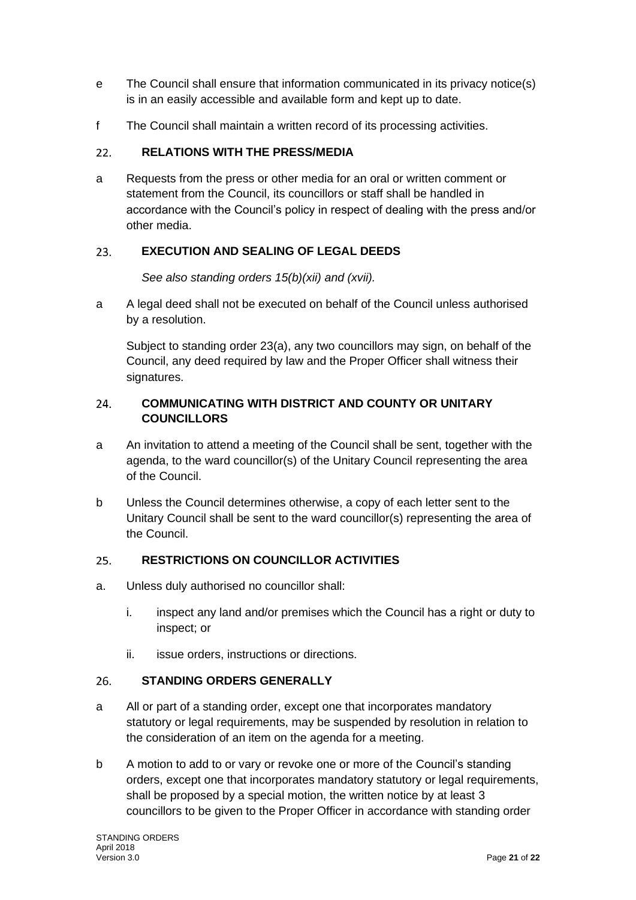e The Council shall ensure that information communicated in its privacy notice(s) is in an easily accessible and available form and kept up to date.

f The Council shall maintain a written record of its processing activities.

## 22. RELATIONS WITH THE PRESS/MEDIA

a Requests from the press or other media for an oral or written comment or statement from the Council, its councillors or staff shall be handled in accordance with the Council's policy in respect of dealing with the press and/or other media.

## 23. EXECUTION AND SEALING OF LEGAL DEEDS

*See also standing orders 15(b)(xii) and (xvii).*

a A legal deed shall not be executed on behalf of the Council unless authorised by a resolution.

Subject to standing order 23(a), any two councillors may sign, on behalf of the Council, any deed required by law and the Proper Officer shall witness their signatures.

## 24. COMMUNICATING WITH DISTRICT AND COUNTY OR UNITARY COUNCILLORS

a An invitation to attend a meeting of the Council shall be sent, together with the agenda, to the ward councillor(s) of the Unitary Council representing the area of the Council.

b Unless the Council determines otherwise, a copy of each letter sent to the Unitary Council shall be sent to the ward councillor(s) representing the area of the Council.

## 25. RESTRICTIONS ON COUNCILLOR ACTIVITIES

a. Unless duly authorised no councillor shall:

   i. inspect any land and/or premises which the Council has a right or duty to inspect; or

   ii. issue orders, instructions or directions.

## 26. STANDING ORDERS GENERALLY

a All or part of a standing order, except one that incorporates mandatory statutory or legal requirements, may be suspended by resolution in relation to the consideration of an item on the agenda for a meeting.

b A motion to add to or vary or revoke one or more of the Council's standing orders, except one that incorporates mandatory statutory or legal requirements, shall be proposed by a special motion, the written notice by at least 3 councillors to be given to the Proper Officer in accordance with standing order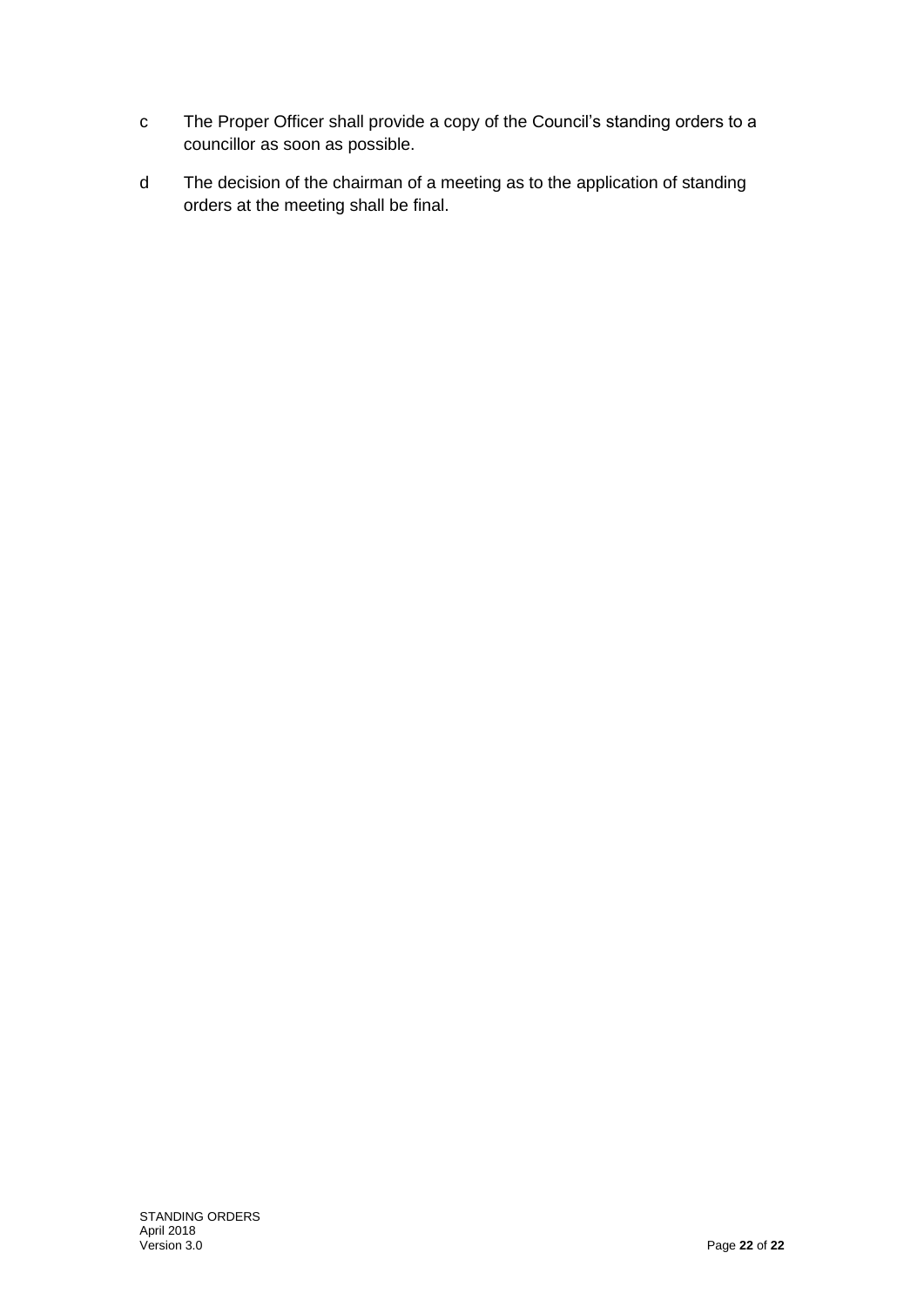c The Proper Officer shall provide a copy of the Council's standing orders to a councillor as soon as possible.

d The decision of the chairman of a meeting as to the application of standing orders at the meeting shall be final.